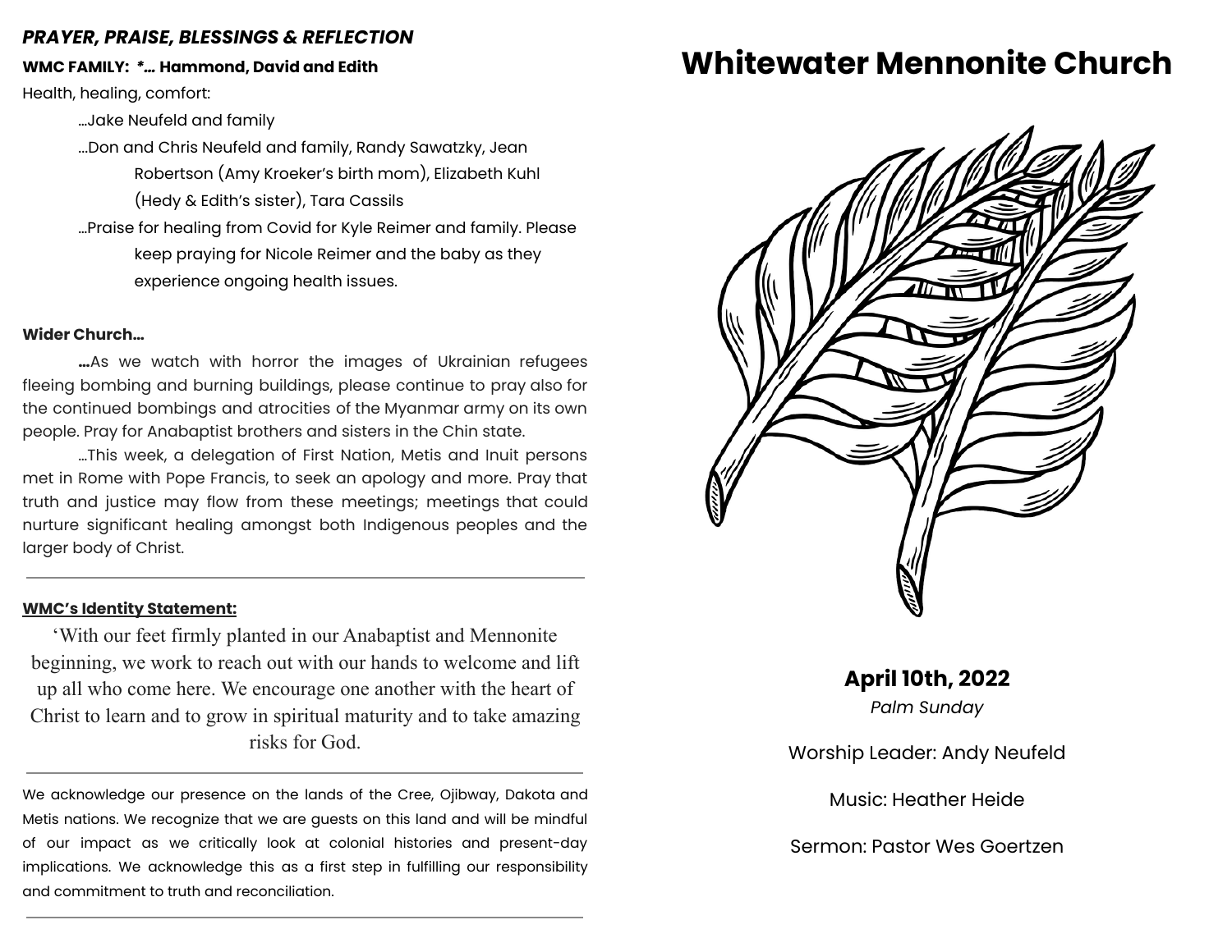### *PRAYER, PRAISE, BLESSINGS & REFLECTION*

**WMC FAMILY:** ***… Hammond, David and Edith***

Health, healing, comfort:

…Jake Neufeld and family

…Don and Chris Neufeld and family, Randy Sawatzky, Jean Robertson (Amy Kroeker's birth mom), Elizabeth Kuhl (Hedy & Edith's sister), Tara Cassils

…Praise for healing from Covid for Kyle Reimer and family. Please keep praying for Nicole Reimer and the baby as they experience ongoing health issues.

**Wider Church…**

**…**As we watch with horror the images of Ukrainian refugees fleeing bombing and burning buildings, please continue to pray also for the continued bombings and atrocities of the Myanmar army on its own people. Pray for Anabaptist brothers and sisters in the Chin state.

…This week, a delegation of First Nation, Metis and Inuit persons met in Rome with Pope Francis, to seek an apology and more. Pray that truth and justice may flow from these meetings; meetings that could nurture significant healing amongst both Indigenous peoples and the larger body of Christ.

---

**WMC's Identity Statement:**

'With our feet firmly planted in our Anabaptist and Mennonite beginning, we work to reach out with our hands to welcome and lift up all who come here. We encourage one another with the heart of Christ to learn and to grow in spiritual maturity and to take amazing risks for God.

---

We acknowledge our presence on the lands of the Cree, Ojibway, Dakota and Metis nations. We recognize that we are guests on this land and will be mindful of our impact as we critically look at colonial histories and present-day implications. We acknowledge this as a first step in fulfilling our responsibility and commitment to truth and reconciliation.

---

# Whitewater Mennonite Church

**April 10th, 2022**

*Palm Sunday*

Worship Leader: Andy Neufeld

Music: Heather Heide

Sermon: Pastor Wes Goertzen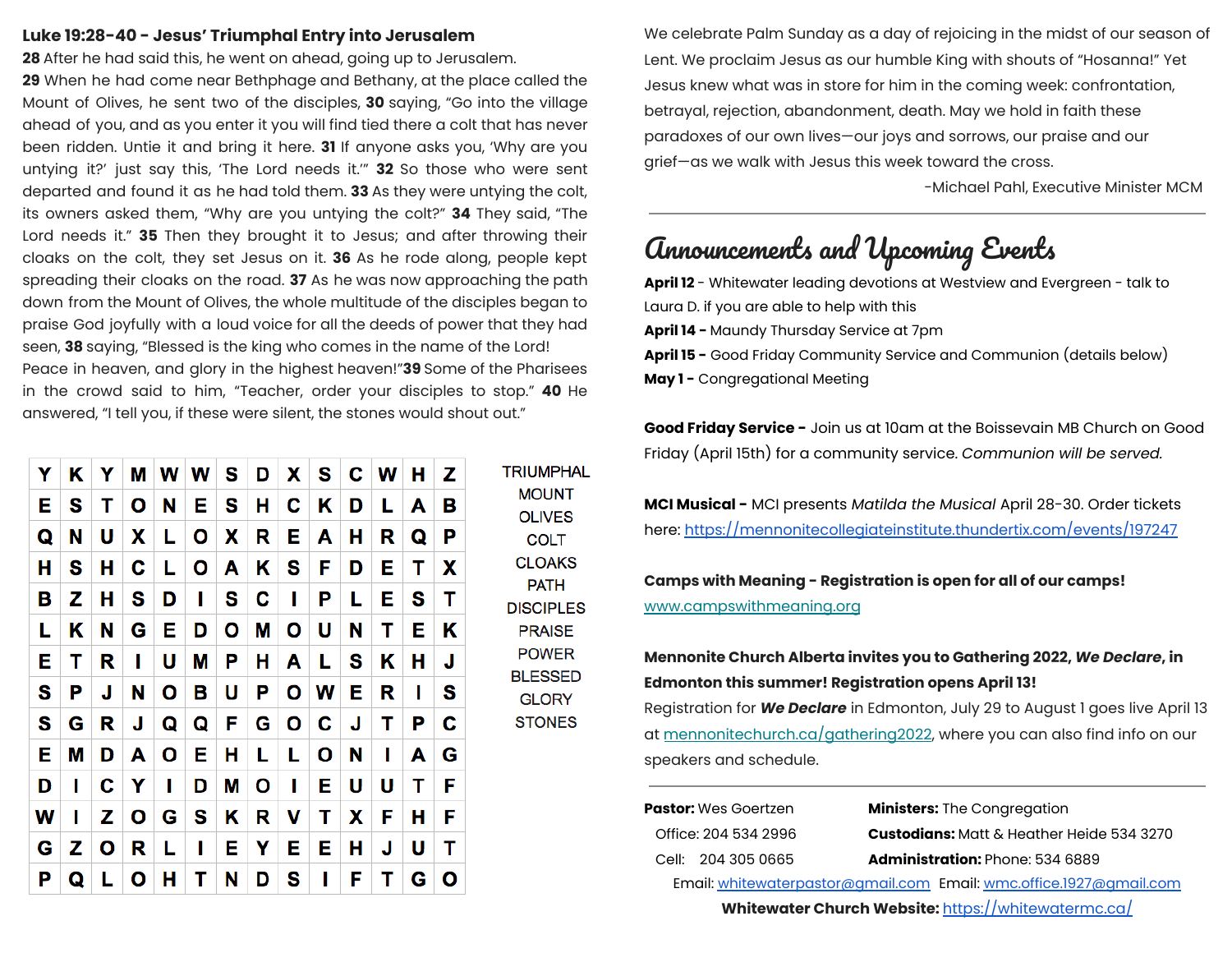**Luke 19:28-40 - Jesus' Triumphal Entry into Jerusalem**

**28** After he had said this, he went on ahead, going up to Jerusalem.
**29** When he had come near Bethphage and Bethany, at the place called the Mount of Olives, he sent two of the disciples, **30** saying, "Go into the village ahead of you, and as you enter it you will find tied there a colt that has never been ridden. Untie it and bring it here. **31** If anyone asks you, 'Why are you untying it?' just say this, 'The Lord needs it.'" **32** So those who were sent departed and found it as he had told them. **33** As they were untying the colt, its owners asked them, "Why are you untying the colt?" **34** They said, "The Lord needs it." **35** Then they brought it to Jesus; and after throwing their cloaks on the colt, they set Jesus on it. **36** As he rode along, people kept spreading their cloaks on the road. **37** As he was now approaching the path down from the Mount of Olives, the whole multitude of the disciples began to praise God joyfully with a loud voice for all the deeds of power that they had seen, **38** saying, "Blessed is the king who comes in the name of the Lord! Peace in heaven, and glory in the highest heaven!"**39** Some of the Pharisees in the crowd said to him, "Teacher, order your disciples to stop." **40** He answered, "I tell you, if these were silent, the stones would shout out."

| | | | | | | | | | | | | | |
|---|---|---|---|---|---|---|---|---|---|---|---|---|---|
| Y | K | Y | M | W | W | S | D | X | S | C | W | H | Z |
| E | S | T | O | N | E | S | H | C | K | D | L | A | B |
| Q | N | U | X | L | O | X | R | E | A | H | R | Q | P |
| H | S | H | C | L | O | A | K | S | F | D | E | T | X |
| B | Z | H | S | D | I | S | C | I | P | L | E | S | T |
| L | K | N | G | E | D | O | M | O | U | N | T | E | K |
| E | T | R | I | U | M | P | H | A | L | S | K | H | J |
| S | P | J | N | O | B | U | P | O | W | E | R | I | S |
| S | G | R | J | Q | Q | F | G | O | C | J | T | P | C |
| E | M | D | A | O | E | H | L | L | O | N | I | A | G |
| D | I | C | Y | I | D | M | O | I | E | U | U | T | F |
| W | I | Z | O | G | S | K | R | V | T | X | F | H | F |
| G | Z | O | R | L | I | E | Y | E | E | H | J | U | T |
| P | Q | L | O | H | T | N | D | S | I | F | T | G | O |

TRIUMPHAL
MOUNT
OLIVES
COLT
CLOAKS
PATH
DISCIPLES
PRAISE
POWER
BLESSED
GLORY
STONES

We celebrate Palm Sunday as a day of rejoicing in the midst of our season of Lent. We proclaim Jesus as our humble King with shouts of "Hosanna!" Yet Jesus knew what was in store for him in the coming week: confrontation, betrayal, rejection, abandonment, death. May we hold in faith these paradoxes of our own lives—our joys and sorrows, our praise and our grief—as we walk with Jesus this week toward the cross.

-Michael Pahl, Executive Minister MCM

---

## Announcements and Upcoming Events

**April 12** - Whitewater leading devotions at Westview and Evergreen - talk to Laura D. if you are able to help with this
**April 14 -** Maundy Thursday Service at 7pm
**April 15 -** Good Friday Community Service and Communion (details below)
**May 1 -** Congregational Meeting

**Good Friday Service -** Join us at 10am at the Boissevain MB Church on Good Friday (April 15th) for a community service. *Communion will be served.*

**MCI Musical -** MCI presents *Matilda the Musical* April 28-30. Order tickets here: https://mennonitecollegiateinstitute.thundertix.com/events/197247

**Camps with Meaning - Registration is open for all of our camps!**
www.campswithmeaning.org

**Mennonite Church Alberta invites you to Gathering 2022, *We Declare*, in Edmonton this summer! Registration opens April 13!**
Registration for ***We Declare*** in Edmonton, July 29 to August 1 goes live April 13 at mennonitechurch.ca/gathering2022, where you can also find info on our speakers and schedule.

---

**Pastor:** Wes Goertzen
Office: 204 534 2996
Cell: 204 305 0665
Email: whitewaterpastor@gmail.com

**Ministers:** The Congregation
**Custodians:** Matt & Heather Heide 534 3270
**Administration:** Phone: 534 6889
Email: wmc.office.1927@gmail.com

**Whitewater Church Website:** https://whitewatermc.ca/